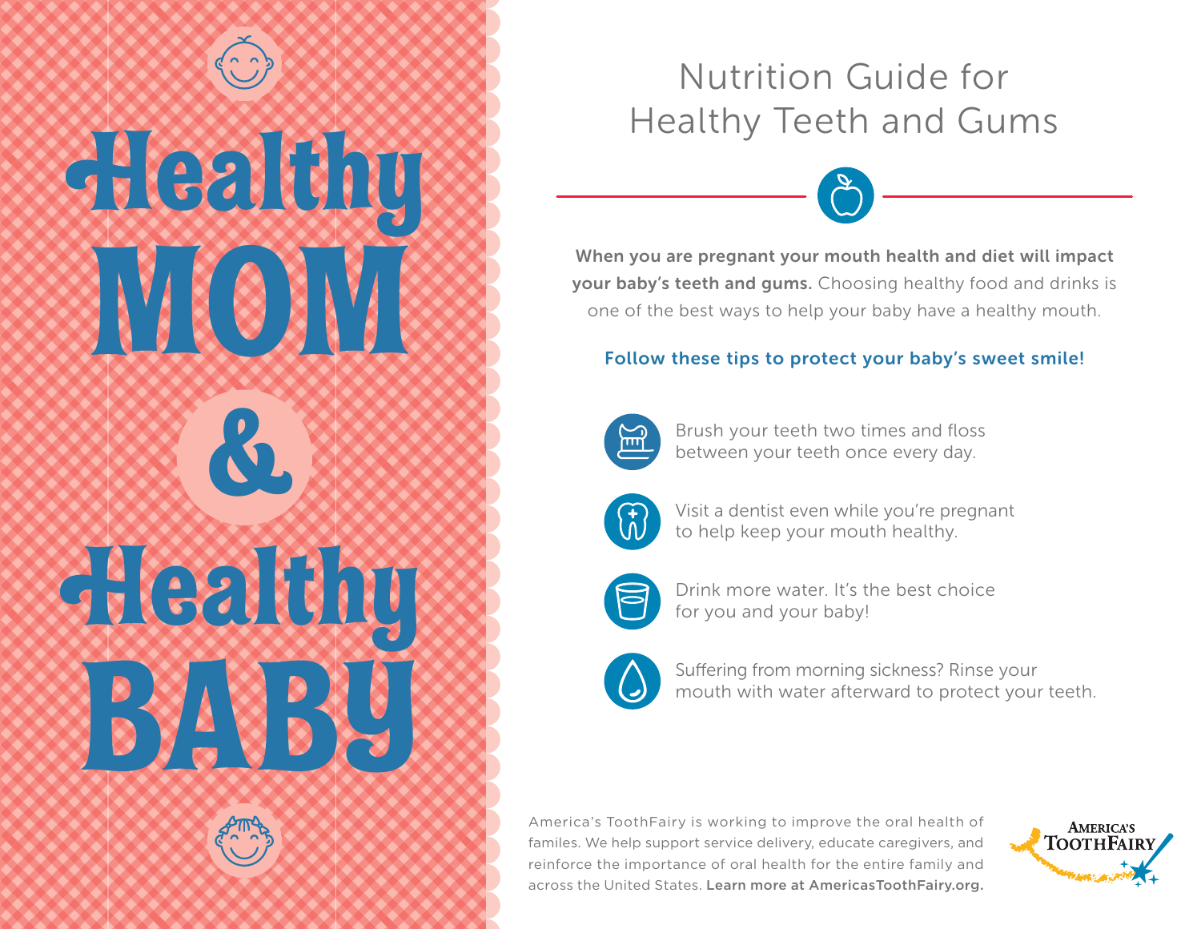# Healthy MOM & Healthy BABY

## Nutrition Guide for Healthy Teeth and Gums

**When you are pregnant your mouth health and diet will impact your baby's teeth and gums.** Choosing healthy food and drinks is one of the best ways to help your baby have a healthy mouth.

**Follow these tips to protect your baby's sweet smile!**

- Brush your teeth two times and floss between your teeth once every day.
- Visit a dentist even while you're pregnant to help keep your mouth healthy.
- Drink more water. It's the best choice for you and your baby!
- Suffering from morning sickness? Rinse your mouth with water afterward to protect your teeth.

America's ToothFairy is working to improve the oral health of familes. We help support service delivery, educate caregivers, and reinforce the importance of oral health for the entire family and across the United States. **Learn more at AmericasToothFairy.org.**

America's ToothFairy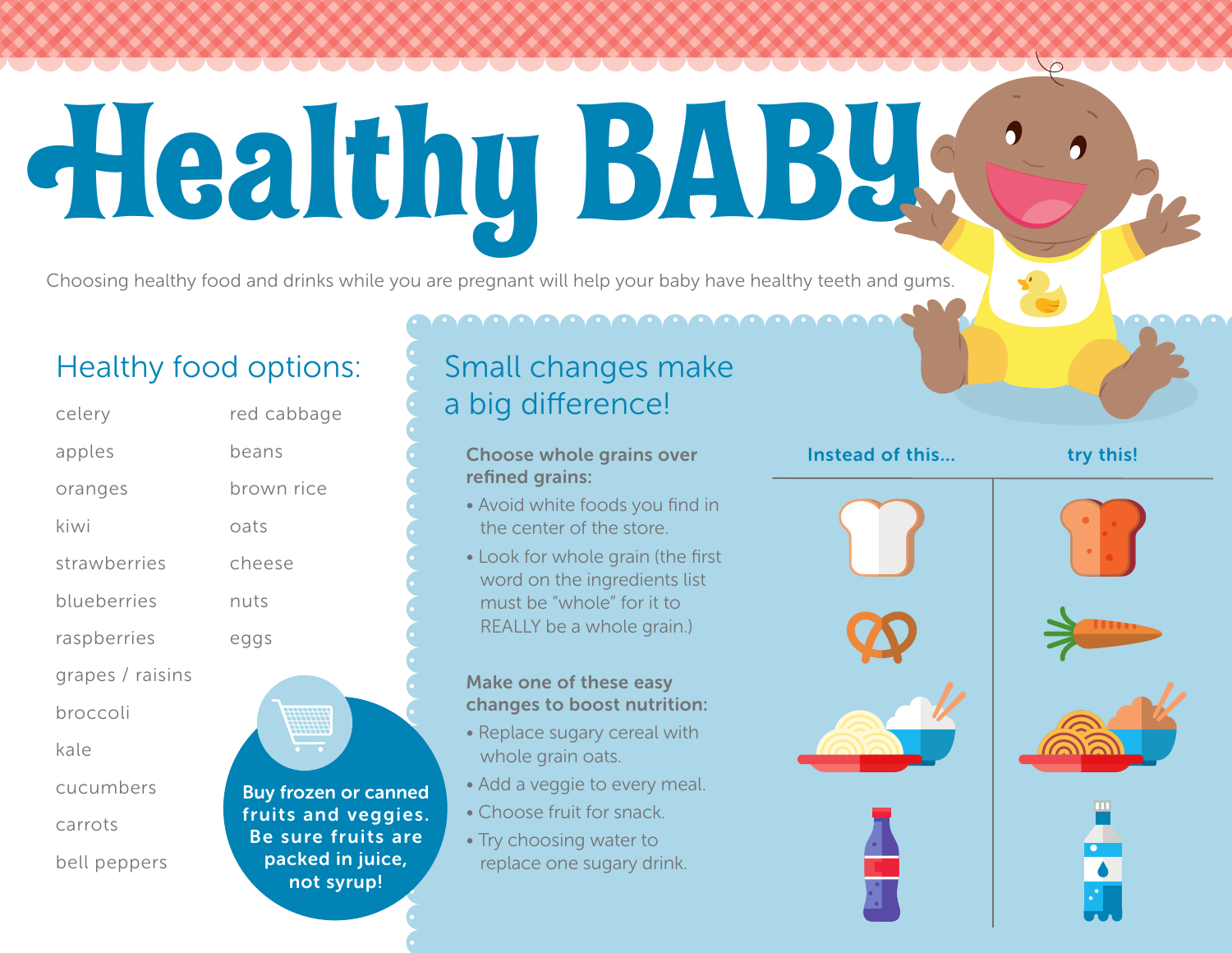# Healthy BABY

Choosing healthy food and drinks while you are pregnant will help your baby have healthy teeth and gums.

## Healthy food options:

- celery
- apples
- oranges
- kiwi
- strawberries
- blueberries
- raspberries
- grapes / raisins
- broccoli
- kale
- cucumbers
- carrots
- bell peppers
- red cabbage
- beans
- brown rice
- oats
- cheese
- nuts
- eggs

**Buy frozen or canned fruits and veggies. Be sure fruits are packed in juice, not syrup!**

## Small changes make a big difference!

**Choose whole grains over refined grains:**

- Avoid white foods you find in the center of the store.
- Look for whole grain (the first word on the ingredients list must be "whole" for it to REALLY be a whole grain.)

**Make one of these easy changes to boost nutrition:**

- Replace sugary cereal with whole grain oats.
- Add a veggie to every meal.
- Choose fruit for snack.
- Try choosing water to replace one sugary drink.

**Instead of this...** **try this!**